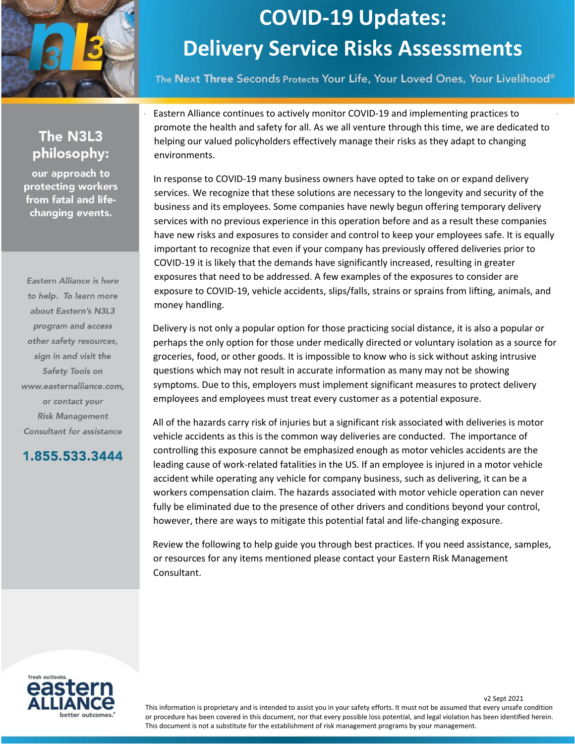# COVID-19 Updates: Delivery Service Risks Assessments

The **Next Three** Seconds Protects Your Life, Your Loved Ones, Your Livelihood®

## The N3L3 philosophy:

our approach to protecting workers from fatal and life-changing events.

*Eastern Alliance is here to help. To learn more about Eastern's N3L3 program and access other safety resources, sign in and visit the Safety Tools on www.easternalliance.com, or contact your Risk Management Consultant for assistance*

**1.855.533.3444**

Eastern Alliance continues to actively monitor COVID-19 and implementing practices to promote the health and safety for all. As we all venture through this time, we are dedicated to helping our valued policyholders effectively manage their risks as they adapt to changing environments.

In response to COVID-19 many business owners have opted to take on or expand delivery services. We recognize that these solutions are necessary to the longevity and security of the business and its employees. Some companies have newly begun offering temporary delivery services with no previous experience in this operation before and as a result these companies have new risks and exposures to consider and control to keep your employees safe. It is equally important to recognize that even if your company has previously offered deliveries prior to COVID-19 it is likely that the demands have significantly increased, resulting in greater exposures that need to be addressed. A few examples of the exposures to consider are exposure to COVID-19, vehicle accidents, slips/falls, strains or sprains from lifting, animals, and money handling.

Delivery is not only a popular option for those practicing social distance, it is also a popular or perhaps the only option for those under medically directed or voluntary isolation as a source for groceries, food, or other goods. It is impossible to know who is sick without asking intrusive questions which may not result in accurate information as many may not be showing symptoms. Due to this, employers must implement significant measures to protect delivery employees and employees must treat every customer as a potential exposure.

All of the hazards carry risk of injuries but a significant risk associated with deliveries is motor vehicle accidents as this is the common way deliveries are conducted. The importance of controlling this exposure cannot be emphasized enough as motor vehicles accidents are the leading cause of work-related fatalities in the US. If an employee is injured in a motor vehicle accident while operating any vehicle for company business, such as delivering, it can be a workers compensation claim. The hazards associated with motor vehicle operation can never fully be eliminated due to the presence of other drivers and conditions beyond your control, however, there are ways to mitigate this potential fatal and life-changing exposure.

Review the following to help guide you through best practices. If you need assistance, samples, or resources for any items mentioned please contact your Eastern Risk Management Consultant.

fresh outlooks. eastern ALLIANCE better outcomes.®

v2 Sept 2021

This information is proprietary and is intended to assist you in your safety efforts. It must not be assumed that every unsafe condition or procedure has been covered in this document, nor that every possible loss potential, and legal violation has been identified herein. This document is not a substitute for the establishment of risk management programs by your management.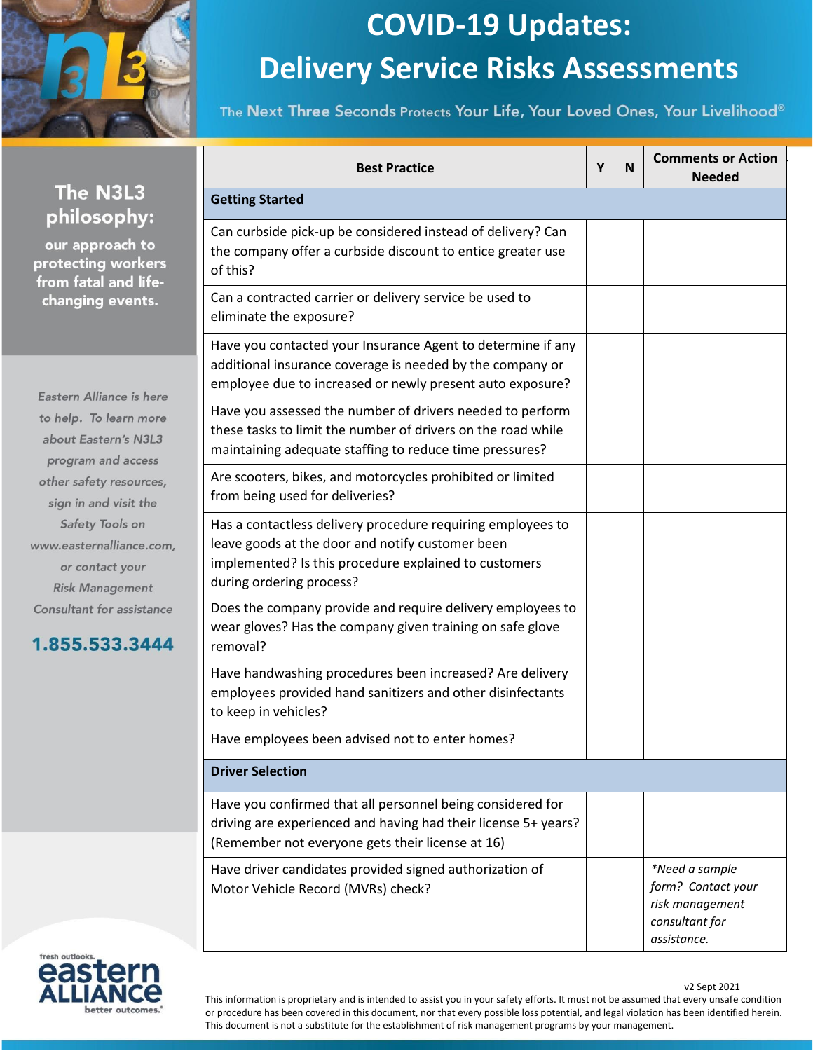# COVID-19 Updates: Delivery Service Risks Assessments

The Next Three Seconds Protects Your Life, Your Loved Ones, Your Livelihood®

**The N3L3 philosophy:** our approach to protecting workers from fatal and life-changing events.

*Eastern Alliance is here to help. To learn more about Eastern's N3L3 program and access other safety resources, sign in and visit the Safety Tools on www.easternalliance.com, or contact your Risk Management Consultant for assistance*

**1.855.533.3444**

| Best Practice | Y | N | Comments or Action Needed |
|---|---|---|---|
| **Getting Started** | | | |
| Can curbside pick-up be considered instead of delivery? Can the company offer a curbside discount to entice greater use of this? | | | |
| Can a contracted carrier or delivery service be used to eliminate the exposure? | | | |
| Have you contacted your Insurance Agent to determine if any additional insurance coverage is needed by the company or employee due to increased or newly present auto exposure? | | | |
| Have you assessed the number of drivers needed to perform these tasks to limit the number of drivers on the road while maintaining adequate staffing to reduce time pressures? | | | |
| Are scooters, bikes, and motorcycles prohibited or limited from being used for deliveries? | | | |
| Has a contactless delivery procedure requiring employees to leave goods at the door and notify customer been implemented? Is this procedure explained to customers during ordering process? | | | |
| Does the company provide and require delivery employees to wear gloves? Has the company given training on safe glove removal? | | | |
| Have handwashing procedures been increased? Are delivery employees provided hand sanitizers and other disinfectants to keep in vehicles? | | | |
| Have employees been advised not to enter homes? | | | |
| **Driver Selection** | | | |
| Have you confirmed that all personnel being considered for driving are experienced and having had their license 5+ years? (Remember not everyone gets their license at 16) | | | |
| Have driver candidates provided signed authorization of Motor Vehicle Record (MVRs) check? | | | *\*Need a sample form? Contact your risk management consultant for assistance.* |

fresh outlooks. eastern ALLIANCE better outcomes.®

v2 Sept 2021

This information is proprietary and is intended to assist you in your safety efforts. It must not be assumed that every unsafe condition or procedure has been covered in this document, nor that every possible loss potential, and legal violation has been identified herein. This document is not a substitute for the establishment of risk management programs by your management.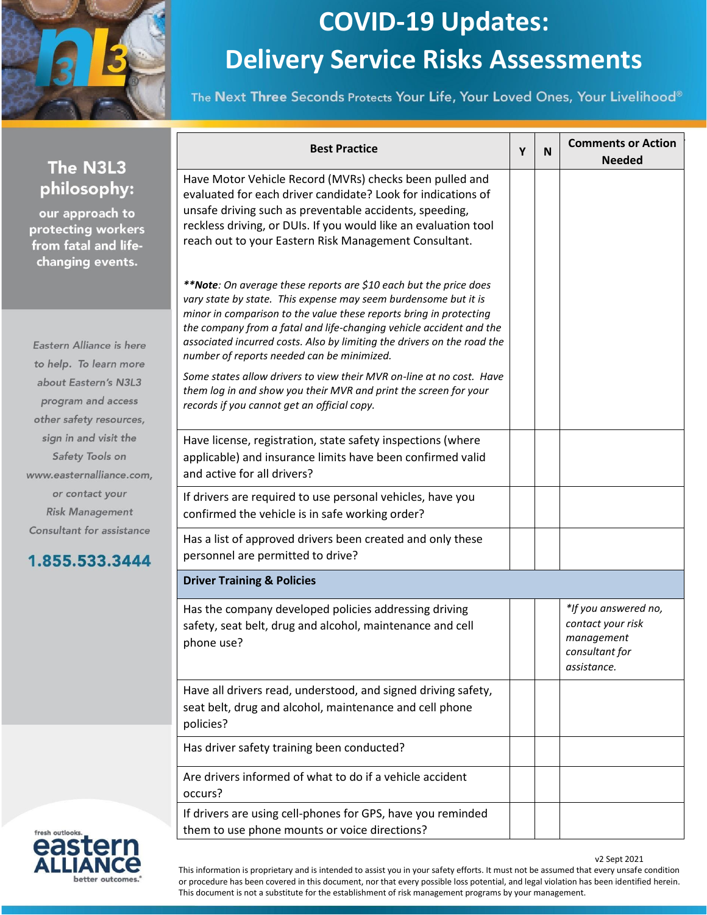# COVID-19 Updates: Delivery Service Risks Assessments

The Next Three Seconds Protects Your Life, Your Loved Ones, Your Livelihood®

**The N3L3 philosophy:**

our approach to protecting workers from fatal and life-changing events.

*Eastern Alliance is here to help. To learn more about Eastern's N3L3 program and access other safety resources, sign in and visit the Safety Tools on www.easternalliance.com, or contact your Risk Management Consultant for assistance*

**1.855.533.3444**

| Best Practice | Y | N | Comments or Action Needed |
|---|---|---|---|
| Have Motor Vehicle Record (MVRs) checks been pulled and evaluated for each driver candidate? Look for indications of unsafe driving such as preventable accidents, speeding, reckless driving, or DUIs. If you would like an evaluation tool reach out to your Eastern Risk Management Consultant.<br><br>***Note**: On average these reports are $10 each but the price does vary state by state. This expense may seem burdensome but it is minor in comparison to the value these reports bring in protecting the company from a fatal and life-changing vehicle accident and the associated incurred costs. Also by limiting the drivers on the road the number of reports needed can be minimized.*<br><br>*Some states allow drivers to view their MVR on-line at no cost. Have them log in and show you their MVR and print the screen for your records if you cannot get an official copy.* | | | |
| Have license, registration, state safety inspections (where applicable) and insurance limits have been confirmed valid and active for all drivers? | | | |
| If drivers are required to use personal vehicles, have you confirmed the vehicle is in safe working order? | | | |
| Has a list of approved drivers been created and only these personnel are permitted to drive? | | | |
| **Driver Training & Policies** | | | |
| Has the company developed policies addressing driving safety, seat belt, drug and alcohol, maintenance and cell phone use? | | | *\*If you answered no, contact your risk management consultant for assistance.* |
| Have all drivers read, understood, and signed driving safety, seat belt, drug and alcohol, maintenance and cell phone policies? | | | |
| Has driver safety training been conducted? | | | |
| Are drivers informed of what to do if a vehicle accident occurs? | | | |
| If drivers are using cell-phones for GPS, have you reminded them to use phone mounts or voice directions? | | | |

v2 Sept 2021

This information is proprietary and is intended to assist you in your safety efforts. It must not be assumed that every unsafe condition or procedure has been covered in this document, nor that every possible loss potential, and legal violation has been identified herein. This document is not a substitute for the establishment of risk management programs by your management.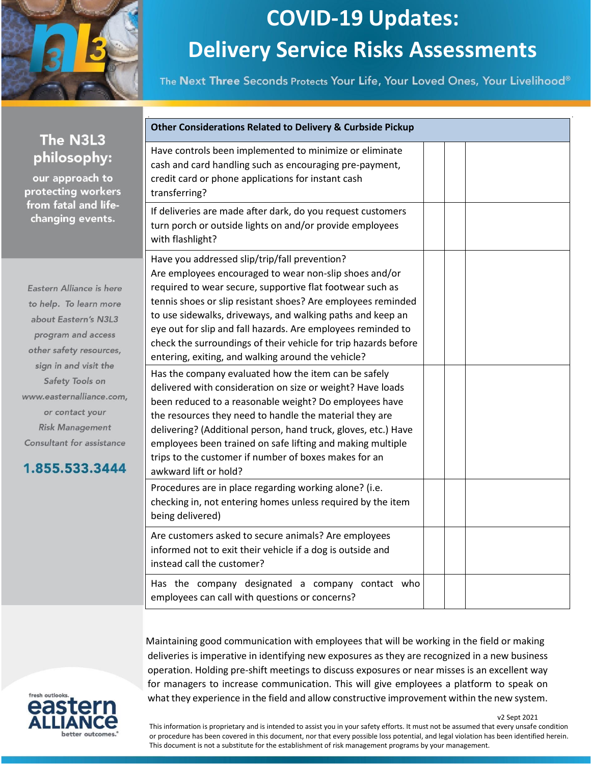# COVID-19 Updates: Delivery Service Risks Assessments

The **Next Three** Seconds Protects Your Life, Your Loved Ones, Your Livelihood®

## The N3L3 philosophy:

our approach to protecting workers from fatal and life-changing events.

*Eastern Alliance is here to help. To learn more about Eastern's N3L3 program and access other safety resources, sign in and visit the Safety Tools on www.easternalliance.com, or contact your Risk Management Consultant for assistance*

**1.855.533.3444**

| Other Considerations Related to Delivery & Curbside Pickup | | | |
|---|---|---|---|
| Have controls been implemented to minimize or eliminate cash and card handling such as encouraging pre-payment, credit card or phone applications for instant cash transferring? | | | |
| If deliveries are made after dark, do you request customers turn porch or outside lights on and/or provide employees with flashlight? | | | |
| Have you addressed slip/trip/fall prevention? Are employees encouraged to wear non-slip shoes and/or required to wear secure, supportive flat footwear such as tennis shoes or slip resistant shoes? Are employees reminded to use sidewalks, driveways, and walking paths and keep an eye out for slip and fall hazards. Are employees reminded to check the surroundings of their vehicle for trip hazards before entering, exiting, and walking around the vehicle? | | | |
| Has the company evaluated how the item can be safely delivered with consideration on size or weight? Have loads been reduced to a reasonable weight? Do employees have the resources they need to handle the material they are delivering? (Additional person, hand truck, gloves, etc.) Have employees been trained on safe lifting and making multiple trips to the customer if number of boxes makes for an awkward lift or hold? | | | |
| Procedures are in place regarding working alone? (i.e. checking in, not entering homes unless required by the item being delivered) | | | |
| Are customers asked to secure animals? Are employees informed not to exit their vehicle if a dog is outside and instead call the customer? | | | |
| Has the company designated a company contact who employees can call with questions or concerns? | | | |

Maintaining good communication with employees that will be working in the field or making deliveries is imperative in identifying new exposures as they are recognized in a new business operation. Holding pre-shift meetings to discuss exposures or near misses is an excellent way for managers to increase communication. This will give employees a platform to speak on what they experience in the field and allow constructive improvement within the new system.

fresh outlooks. eastern ALLIANCE better outcomes.®

v2 Sept 2021

This information is proprietary and is intended to assist you in your safety efforts. It must not be assumed that every unsafe condition or procedure has been covered in this document, nor that every possible loss potential, and legal violation has been identified herein. This document is not a substitute for the establishment of risk management programs by your management.